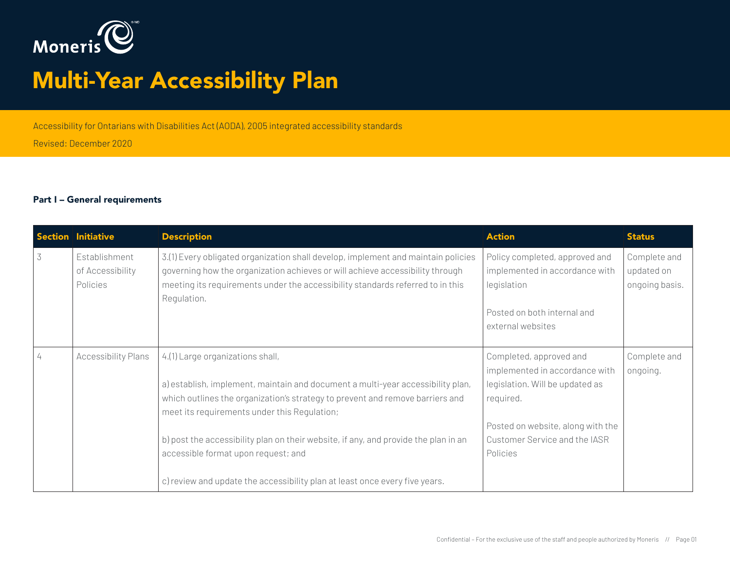Moneris

# Multi-Year Accessibility Plan

Accessibility for Ontarians with Disabilities Act (AODA), 2005 integrated accessibility standards

Revised: December 2020

### Part I – General requirements

| Section | Initiative | Description | Action | Status |
|---|---|---|---|---|
| 3 | Establishment of Accessibility Policies | 3.(1) Every obligated organization shall develop, implement and maintain policies governing how the organization achieves or will achieve accessibility through meeting its requirements under the accessibility standards referred to in this Regulation. | Policy completed, approved and implemented in accordance with legislation<br><br>Posted on both internal and external websites | Complete and updated on ongoing basis. |
| 4 | Accessibility Plans | 4.(1) Large organizations shall,<br><br>a) establish, implement, maintain and document a multi-year accessibility plan, which outlines the organization's strategy to prevent and remove barriers and meet its requirements under this Regulation;<br><br>b) post the accessibility plan on their website, if any, and provide the plan in an accessible format upon request; and<br><br>c) review and update the accessibility plan at least once every five years. | Completed, approved and implemented in accordance with legislation. Will be updated as required.<br><br>Posted on website, along with the Customer Service and the IASR Policies | Complete and ongoing. |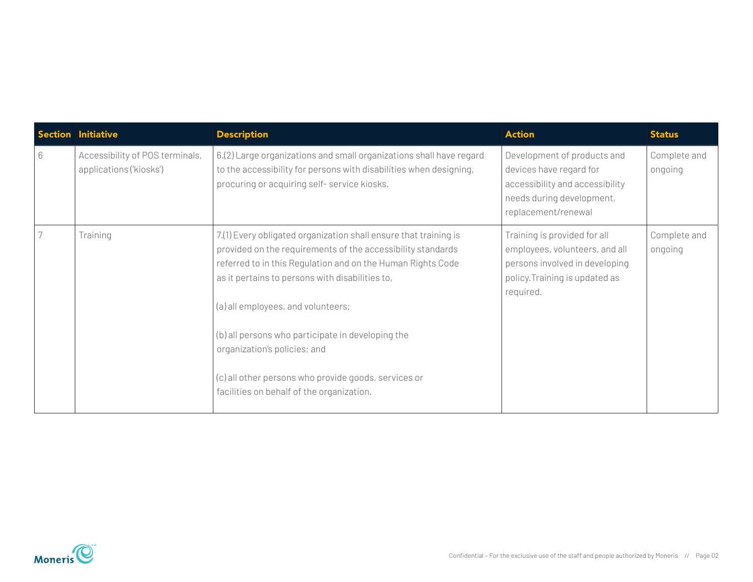| Section | Initiative | Description | Action | Status |
|---|---|---|---|---|
| 6 | Accessibility of POS terminals, applications ('kiosks') | 6.(2) Large organizations and small organizations shall have regard to the accessibility for persons with disabilities when designing, procuring or acquiring self- service kiosks. | Development of products and devices have regard for accessibility and accessibility needs during development, replacement/renewal | Complete and ongoing |
| 7 | Training | 7.(1) Every obligated organization shall ensure that training is provided on the requirements of the accessibility standards referred to in this Regulation and on the Human Rights Code as it pertains to persons with disabilities to,<br><br>(a) all employees, and volunteers;<br><br>(b) all persons who participate in developing the organization's policies; and<br><br>(c) all other persons who provide goods, services or facilities on behalf of the organization. | Training is provided for all employees, volunteers, and all persons involved in developing policy. Training is updated as required. | Complete and ongoing |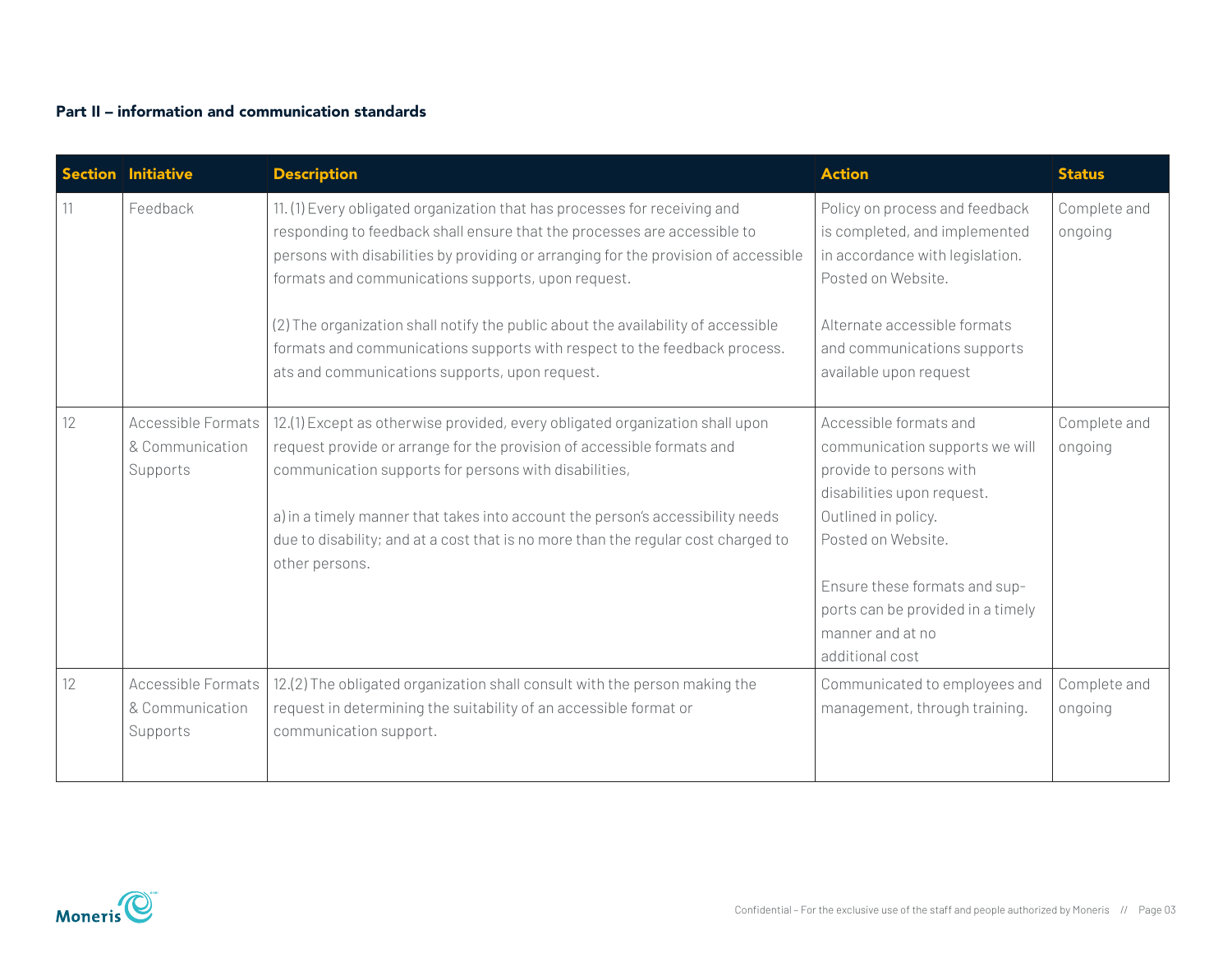#### Part II – information and communication standards

| Section | Initiative | Description | Action | Status |
|---|---|---|---|---|
| 11 | Feedback | 11. (1) Every obligated organization that has processes for receiving and responding to feedback shall ensure that the processes are accessible to persons with disabilities by providing or arranging for the provision of accessible formats and communications supports, upon request.<br><br>(2) The organization shall notify the public about the availability of accessible formats and communications supports with respect to the feedback process. ats and communications supports, upon request. | Policy on process and feedback is completed, and implemented in accordance with legislation. Posted on Website.<br><br>Alternate accessible formats and communications supports available upon request | Complete and ongoing |
| 12 | Accessible Formats & Communication Supports | 12.(1) Except as otherwise provided, every obligated organization shall upon request provide or arrange for the provision of accessible formats and communication supports for persons with disabilities,<br><br>a) in a timely manner that takes into account the person's accessibility needs due to disability; and at a cost that is no more than the regular cost charged to other persons. | Accessible formats and communication supports we will provide to persons with disabilities upon request. Outlined in policy. Posted on Website.<br><br>Ensure these formats and supports can be provided in a timely manner and at no additional cost | Complete and ongoing |
| 12 | Accessible Formats & Communication Supports | 12.(2) The obligated organization shall consult with the person making the request in determining the suitability of an accessible format or communication support. | Communicated to employees and management, through training. | Complete and ongoing |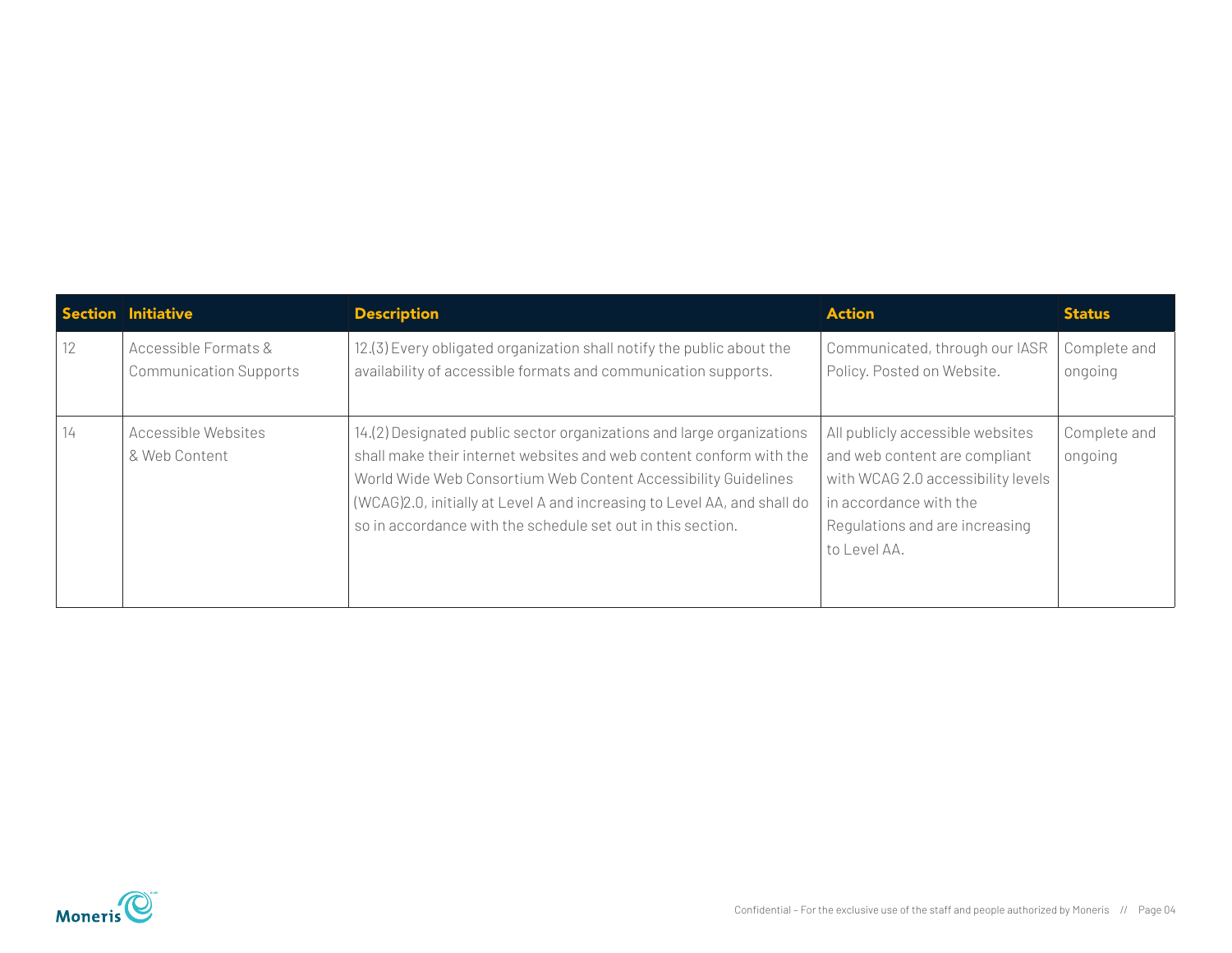| Section | Initiative | Description | Action | Status |
|---|---|---|---|---|
| 12 | Accessible Formats & Communication Supports | 12.(3) Every obligated organization shall notify the public about the availability of accessible formats and communication supports. | Communicated, through our IASR Policy. Posted on Website. | Complete and ongoing |
| 14 | Accessible Websites & Web Content | 14.(2) Designated public sector organizations and large organizations shall make their internet websites and web content conform with the World Wide Web Consortium Web Content Accessibility Guidelines (WCAG)2.0, initially at Level A and increasing to Level AA, and shall do so in accordance with the schedule set out in this section. | All publicly accessible websites and web content are compliant with WCAG 2.0 accessibility levels in accordance with the Regulations and are increasing to Level AA. | Complete and ongoing |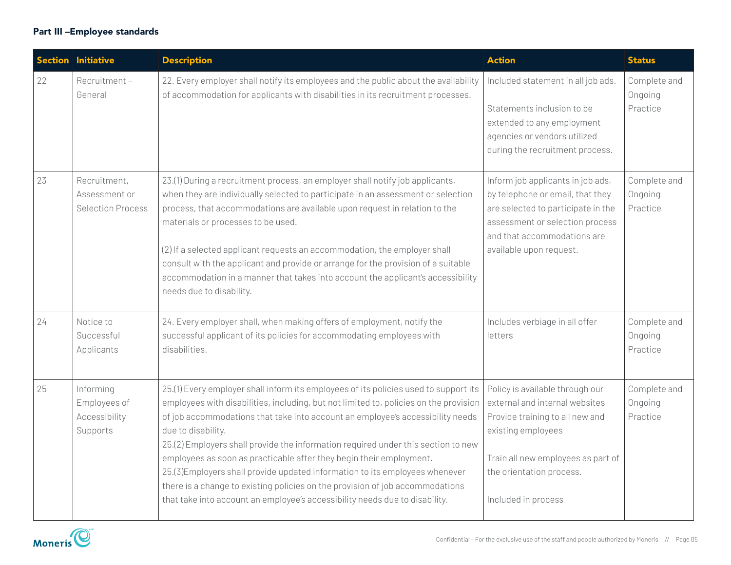## Part III –Employee standards

| Section | Initiative | Description | Action | Status |
|---|---|---|---|---|
| 22 | Recruitment – General | 22. Every employer shall notify its employees and the public about the availability of accommodation for applicants with disabilities in its recruitment processes. | Included statement in all job ads.<br><br>Statements inclusion to be extended to any employment agencies or vendors utilized during the recruitment process. | Complete and Ongoing Practice |
| 23 | Recruitment, Assessment or Selection Process | 23.(1) During a recruitment process, an employer shall notify job applicants, when they are individually selected to participate in an assessment or selection process, that accommodations are available upon request in relation to the materials or processes to be used.<br><br>(2) If a selected applicant requests an accommodation, the employer shall consult with the applicant and provide or arrange for the provision of a suitable accommodation in a manner that takes into account the applicant's accessibility needs due to disability. | Inform job applicants in job ads, by telephone or email, that they are selected to participate in the assessment or selection process and that accommodations are available upon request. | Complete and Ongoing Practice |
| 24 | Notice to Successful Applicants | 24. Every employer shall, when making offers of employment, notify the successful applicant of its policies for accommodating employees with disabilities. | Includes verbiage in all offer letters | Complete and Ongoing Practice |
| 25 | Informing Employees of Accessibility Supports | 25.(1) Every employer shall inform its employees of its policies used to support its employees with disabilities, including, but not limited to, policies on the provision of job accommodations that take into account an employee's accessibility needs due to disability.<br>25.(2) Employers shall provide the information required under this section to new employees as soon as practicable after they begin their employment.<br>25.(3)Employers shall provide updated information to its employees whenever there is a change to existing policies on the provision of job accommodations that take into account an employee's accessibility needs due to disability. | Policy is available through our external and internal websites<br>Provide training to all new and existing employees<br><br>Train all new employees as part of the orientation process.<br><br>Included in process | Complete and Ongoing Practice |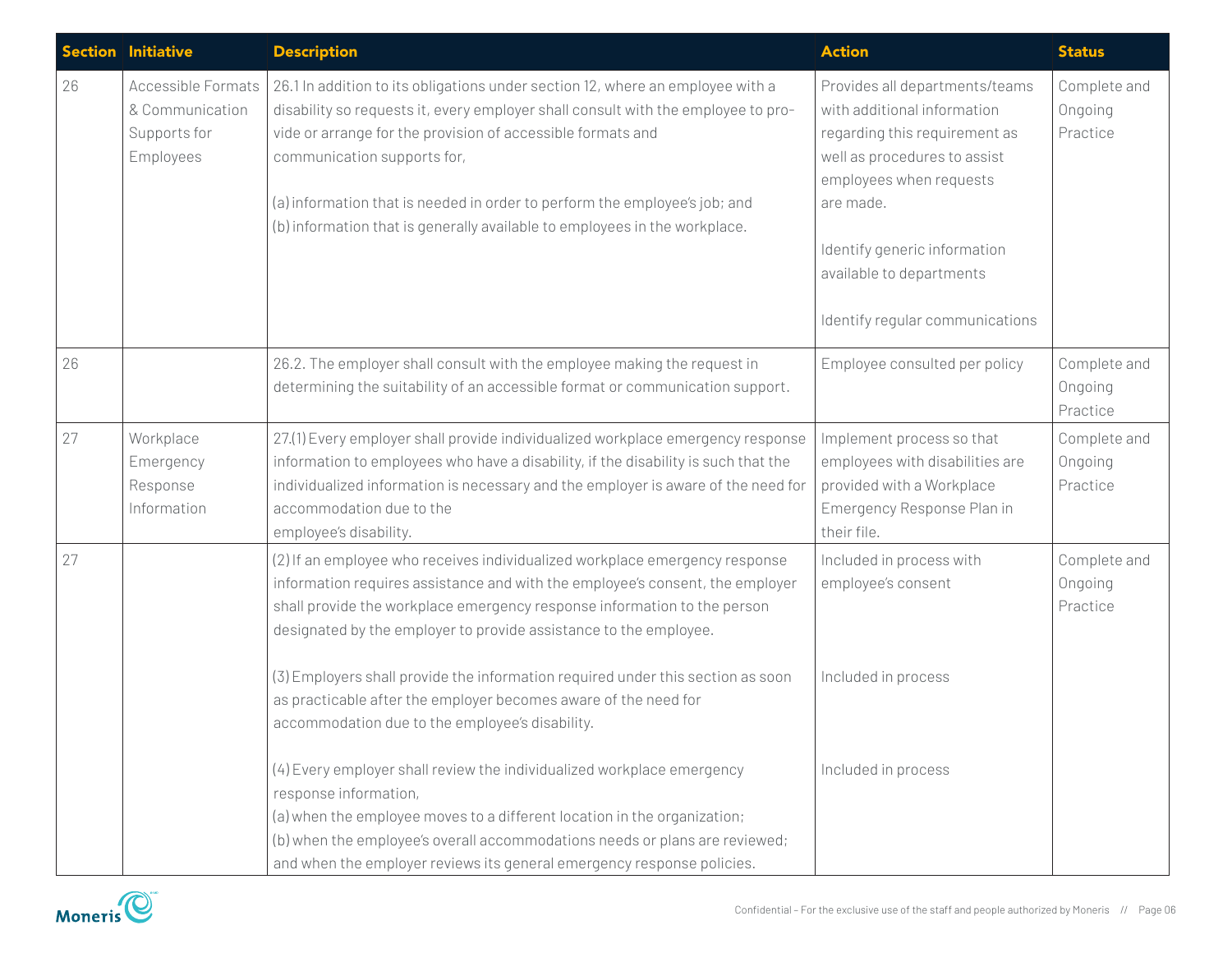| Section | Initiative | Description | Action | Status |
|---|---|---|---|---|
| 26 | Accessible Formats & Communication Supports for Employees | 26.1 In addition to its obligations under section 12, where an employee with a disability so requests it, every employer shall consult with the employee to provide or arrange for the provision of accessible formats and communication supports for,<br><br>(a) information that is needed in order to perform the employee's job; and<br>(b) information that is generally available to employees in the workplace. | Provides all departments/teams with additional information regarding this requirement as well as procedures to assist employees when requests are made.<br><br>Identify generic information available to departments<br><br>Identify regular communications | Complete and Ongoing Practice |
| 26 | | 26.2. The employer shall consult with the employee making the request in determining the suitability of an accessible format or communication support. | Employee consulted per policy | Complete and Ongoing Practice |
| 27 | Workplace Emergency Response Information | 27.(1) Every employer shall provide individualized workplace emergency response information to employees who have a disability, if the disability is such that the individualized information is necessary and the employer is aware of the need for accommodation due to the employee's disability. | Implement process so that employees with disabilities are provided with a Workplace Emergency Response Plan in their file. | Complete and Ongoing Practice |
| 27 | | (2) If an employee who receives individualized workplace emergency response information requires assistance and with the employee's consent, the employer shall provide the workplace emergency response information to the person designated by the employer to provide assistance to the employee.<br><br>(3) Employers shall provide the information required under this section as soon as practicable after the employer becomes aware of the need for accommodation due to the employee's disability.<br><br>(4) Every employer shall review the individualized workplace emergency response information,<br>(a) when the employee moves to a different location in the organization;<br>(b) when the employee's overall accommodations needs or plans are reviewed; and when the employer reviews its general emergency response policies. | Included in process with employee's consent<br><br>Included in process<br><br>Included in process | Complete and Ongoing Practice |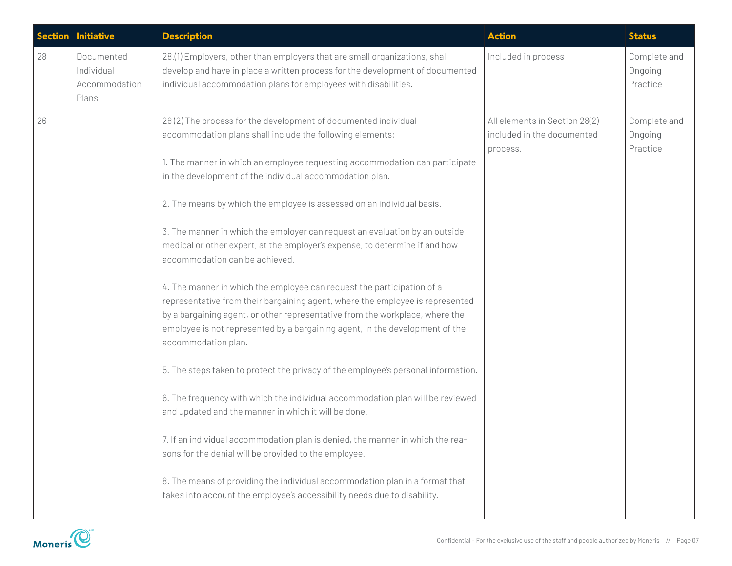| Section | Initiative | Description | Action | Status |
|---|---|---|---|---|
| 28 | Documented Individual Accommodation Plans | 28.(1) Employers, other than employers that are small organizations, shall develop and have in place a written process for the development of documented individual accommodation plans for employees with disabilities. | Included in process | Complete and Ongoing Practice |
| 26 | | 28 (2) The process for the development of documented individual accommodation plans shall include the following elements:<br><br>1. The manner in which an employee requesting accommodation can participate in the development of the individual accommodation plan.<br><br>2. The means by which the employee is assessed on an individual basis.<br><br>3. The manner in which the employer can request an evaluation by an outside medical or other expert, at the employer's expense, to determine if and how accommodation can be achieved.<br><br>4. The manner in which the employee can request the participation of a representative from their bargaining agent, where the employee is represented by a bargaining agent, or other representative from the workplace, where the employee is not represented by a bargaining agent, in the development of the accommodation plan.<br><br>5. The steps taken to protect the privacy of the employee's personal information.<br><br>6. The frequency with which the individual accommodation plan will be reviewed and updated and the manner in which it will be done.<br><br>7. If an individual accommodation plan is denied, the manner in which the reasons for the denial will be provided to the employee.<br><br>8. The means of providing the individual accommodation plan in a format that takes into account the employee's accessibility needs due to disability. | All elements in Section 28(2) included in the documented process. | Complete and Ongoing Practice |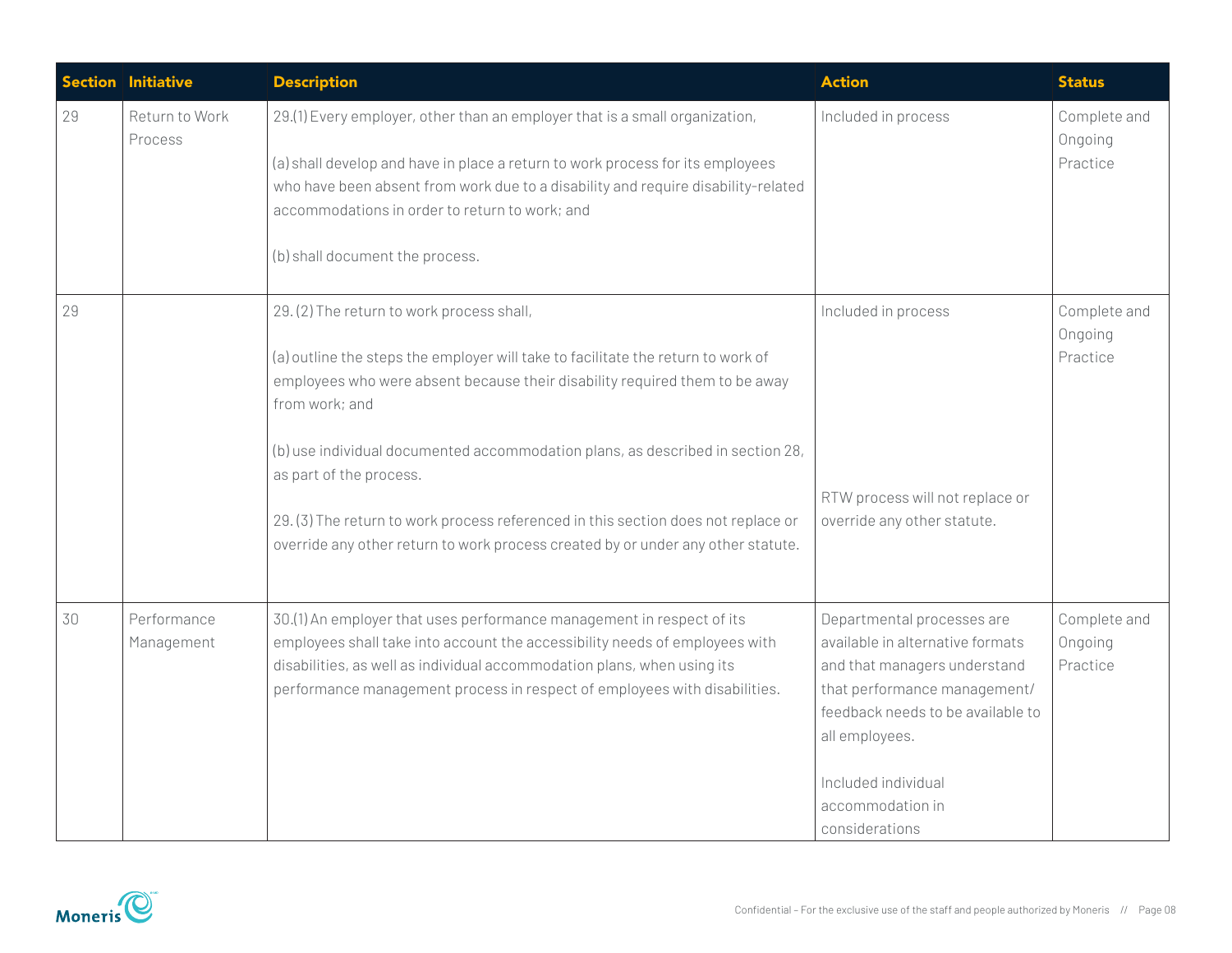| Section | Initiative | Description | Action | Status |
|---|---|---|---|---|
| 29 | Return to Work Process | 29.(1) Every employer, other than an employer that is a small organization,<br><br>(a) shall develop and have in place a return to work process for its employees who have been absent from work due to a disability and require disability-related accommodations in order to return to work; and<br><br>(b) shall document the process. | Included in process | Complete and Ongoing Practice |
| 29 | | 29. (2) The return to work process shall,<br><br>(a) outline the steps the employer will take to facilitate the return to work of employees who were absent because their disability required them to be away from work; and<br><br>(b) use individual documented accommodation plans, as described in section 28, as part of the process.<br><br>29. (3) The return to work process referenced in this section does not replace or override any other return to work process created by or under any other statute. | Included in process<br><br>RTW process will not replace or override any other statute. | Complete and Ongoing Practice |
| 30 | Performance Management | 30.(1) An employer that uses performance management in respect of its employees shall take into account the accessibility needs of employees with disabilities, as well as individual accommodation plans, when using its performance management process in respect of employees with disabilities. | Departmental processes are available in alternative formats and that managers understand that performance management/ feedback needs to be available to all employees.<br><br>Included individual accommodation in considerations | Complete and Ongoing Practice |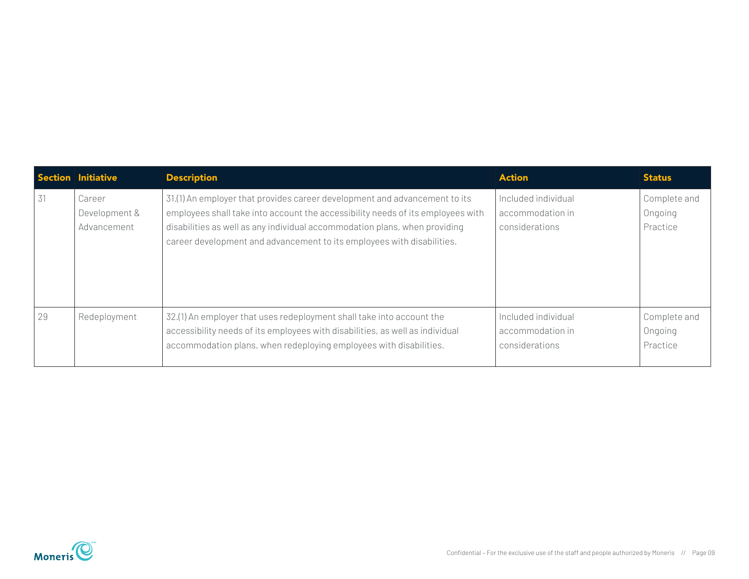| Section | Initiative | Description | Action | Status |
| --- | --- | --- | --- | --- |
| 31 | Career Development & Advancement | 31.(1) An employer that provides career development and advancement to its employees shall take into account the accessibility needs of its employees with disabilities as well as any individual accommodation plans, when providing career development and advancement to its employees with disabilities. | Included individual accommodation in considerations | Complete and Ongoing Practice |
| 29 | Redeployment | 32.(1) An employer that uses redeployment shall take into account the accessibility needs of its employees with disabilities, as well as individual accommodation plans, when redeploying employees with disabilities. | Included individual accommodation in considerations | Complete and Ongoing Practice |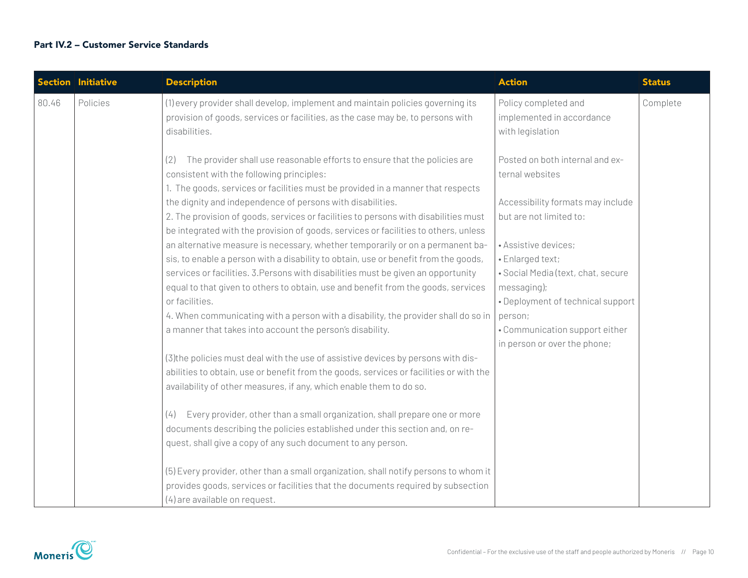#### Part IV.2 – Customer Service Standards

| Section | Initiative | Description | Action | Status |
|---|---|---|---|---|
| 80.46 | Policies | (1) every provider shall develop, implement and maintain policies governing its provision of goods, services or facilities, as the case may be, to persons with disabilities.<br><br>(2) The provider shall use reasonable efforts to ensure that the policies are consistent with the following principles:<br>1. The goods, services or facilities must be provided in a manner that respects the dignity and independence of persons with disabilities.<br>2. The provision of goods, services or facilities to persons with disabilities must be integrated with the provision of goods, services or facilities to others, unless an alternative measure is necessary, whether temporarily or on a permanent basis, to enable a person with a disability to obtain, use or benefit from the goods, services or facilities. 3.Persons with disabilities must be given an opportunity equal to that given to others to obtain, use and benefit from the goods, services or facilities.<br>4. When communicating with a person with a disability, the provider shall do so in a manner that takes into account the person's disability.<br><br>(3)the policies must deal with the use of assistive devices by persons with disabilities to obtain, use or benefit from the goods, services or facilities or with the availability of other measures, if any, which enable them to do so.<br><br>(4) Every provider, other than a small organization, shall prepare one or more documents describing the policies established under this section and, on request, shall give a copy of any such document to any person.<br><br>(5) Every provider, other than a small organization, shall notify persons to whom it provides goods, services or facilities that the documents required by subsection (4) are available on request. | Policy completed and implemented in accordance with legislation<br><br>Posted on both internal and external websites<br><br>Accessibility formats may include but are not limited to:<br><br>• Assistive devices;<br>• Enlarged text;<br>• Social Media (text, chat, secure messaging);<br>• Deployment of technical support person;<br>• Communication support either in person or over the phone; | Complete |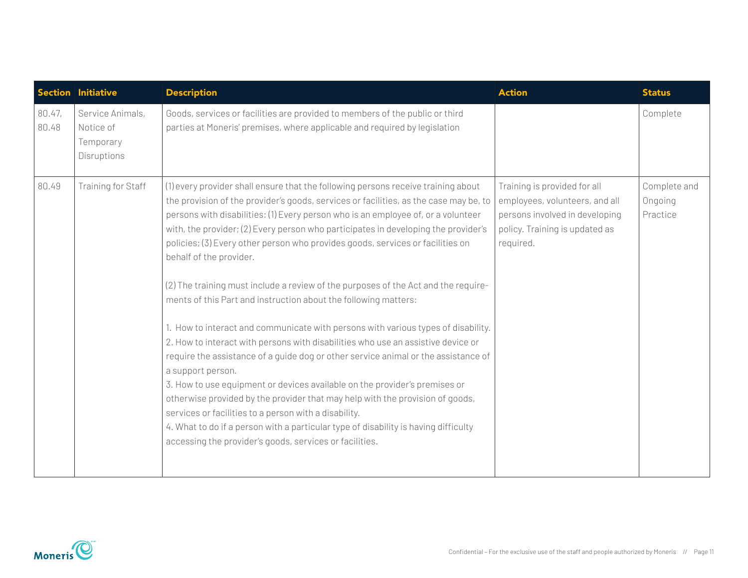| Section | Initiative | Description | Action | Status |
|---|---|---|---|---|
| 80.47, 80.48 | Service Animals, Notice of Temporary Disruptions | Goods, services or facilities are provided to members of the public or third parties at Moneris' premises, where applicable and required by legislation | | Complete |
| 80.49 | Training for Staff | (1) every provider shall ensure that the following persons receive training about the provision of the provider's goods, services or facilities, as the case may be, to persons with disabilities: (1) Every person who is an employee of, or a volunteer with, the provider; (2) Every person who participates in developing the provider's policies; (3) Every other person who provides goods, services or facilities on behalf of the provider.<br><br>(2) The training must include a review of the purposes of the Act and the requirements of this Part and instruction about the following matters:<br><br>1. How to interact and communicate with persons with various types of disability.<br>2. How to interact with persons with disabilities who use an assistive device or require the assistance of a guide dog or other service animal or the assistance of a support person.<br>3. How to use equipment or devices available on the provider's premises or otherwise provided by the provider that may help with the provision of goods, services or facilities to a person with a disability.<br>4. What to do if a person with a particular type of disability is having difficulty accessing the provider's goods, services or facilities. | Training is provided for all employees, volunteers, and all persons involved in developing policy. Training is updated as required. | Complete and Ongoing Practice |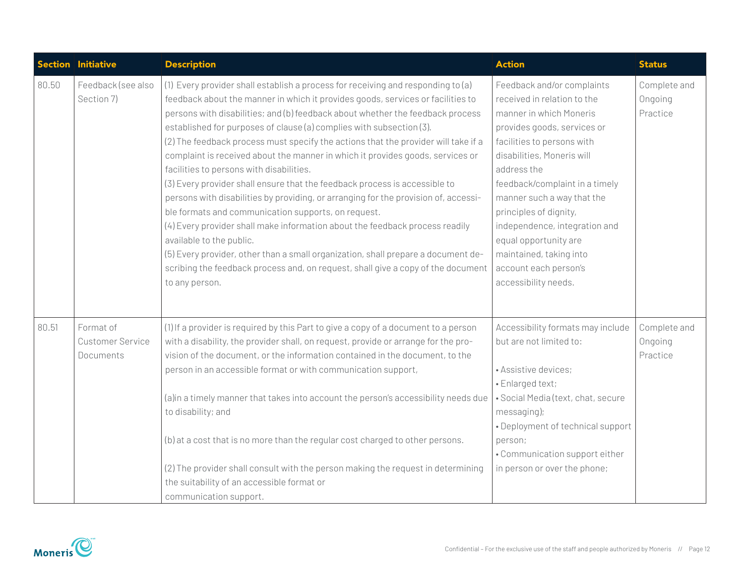| Section | Initiative | Description | Action | Status |
|---|---|---|---|---|
| 80.50 | Feedback (see also Section 7) | (1) Every provider shall establish a process for receiving and responding to (a) feedback about the manner in which it provides goods, services or facilities to persons with disabilities; and (b) feedback about whether the feedback process established for purposes of clause (a) complies with subsection (3).<br>(2) The feedback process must specify the actions that the provider will take if a complaint is received about the manner in which it provides goods, services or facilities to persons with disabilities.<br>(3) Every provider shall ensure that the feedback process is accessible to persons with disabilities by providing, or arranging for the provision of, accessible formats and communication supports, on request.<br>(4) Every provider shall make information about the feedback process readily available to the public.<br>(5) Every provider, other than a small organization, shall prepare a document describing the feedback process and, on request, shall give a copy of the document to any person. | Feedback and/or complaints received in relation to the manner in which Moneris provides goods, services or facilities to persons with disabilities, Moneris will address the feedback/complaint in a timely manner such a way that the principles of dignity, independence, integration and equal opportunity are maintained, taking into account each person's accessibility needs. | Complete and Ongoing Practice |
| 80.51 | Format of Customer Service Documents | (1) If a provider is required by this Part to give a copy of a document to a person with a disability, the provider shall, on request, provide or arrange for the provision of the document, or the information contained in the document, to the person in an accessible format or with communication support,<br><br>(a) in a timely manner that takes into account the person's accessibility needs due to disability; and<br><br>(b) at a cost that is no more than the regular cost charged to other persons.<br><br>(2) The provider shall consult with the person making the request in determining the suitability of an accessible format or communication support. | Accessibility formats may include but are not limited to:<br><br>• Assistive devices;<br>• Enlarged text;<br>• Social Media (text, chat, secure messaging);<br>• Deployment of technical support person;<br>• Communication support either in person or over the phone; | Complete and Ongoing Practice |

Confidential – For the exclusive use of the staff and people authorized by Moneris